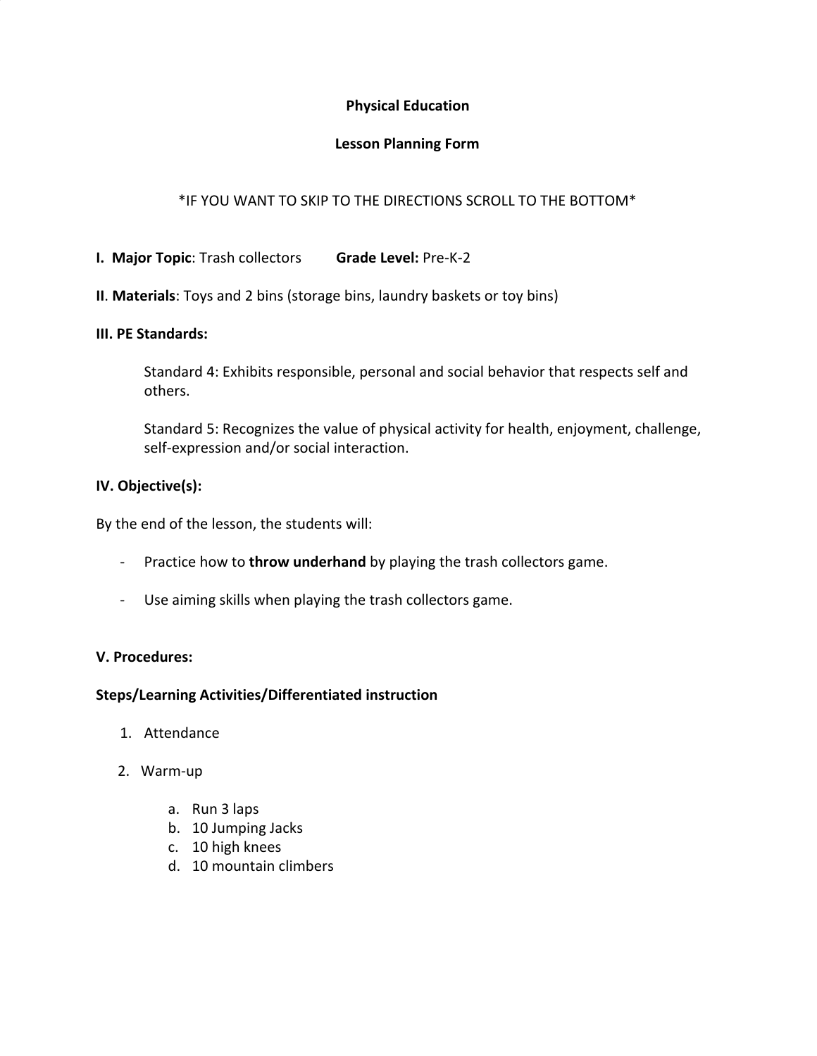**Physical Education**

**Lesson Planning Form**

*IF YOU WANT TO SKIP TO THE DIRECTIONS SCROLL TO THE BOTTOM*

**I. Major Topic**: Trash collectors **Grade Level:** Pre-K-2

**II**. **Materials**: Toys and 2 bins (storage bins, laundry baskets or toy bins)

**III. PE Standards:**

> Standard 4: Exhibits responsible, personal and social behavior that respects self and others.
>
> Standard 5: Recognizes the value of physical activity for health, enjoyment, challenge, self-expression and/or social interaction.

**IV. Objective(s):**

By the end of the lesson, the students will:

- Practice how to **throw underhand** by playing the trash collectors game.
- Use aiming skills when playing the trash collectors game.

**V. Procedures:**

**Steps/Learning Activities/Differentiated instruction**

1. Attendance
2. Warm-up
   a. Run 3 laps
   b. 10 Jumping Jacks
   c. 10 high knees
   d. 10 mountain climbers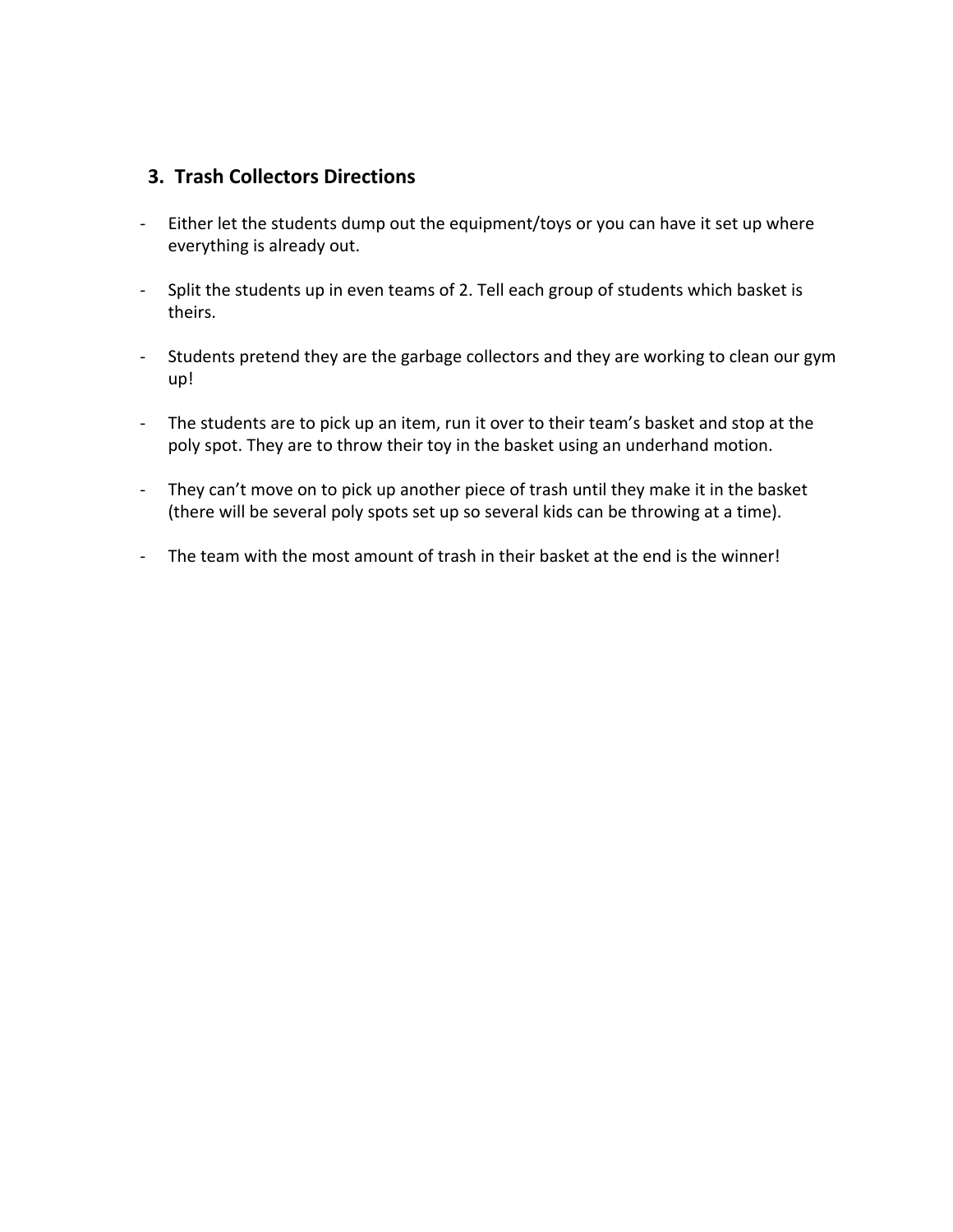### 3. Trash Collectors Directions

- Either let the students dump out the equipment/toys or you can have it set up where everything is already out.

- Split the students up in even teams of 2. Tell each group of students which basket is theirs.

- Students pretend they are the garbage collectors and they are working to clean our gym up!

- The students are to pick up an item, run it over to their team's basket and stop at the poly spot. They are to throw their toy in the basket using an underhand motion.

- They can't move on to pick up another piece of trash until they make it in the basket (there will be several poly spots set up so several kids can be throwing at a time).

- The team with the most amount of trash in their basket at the end is the winner!